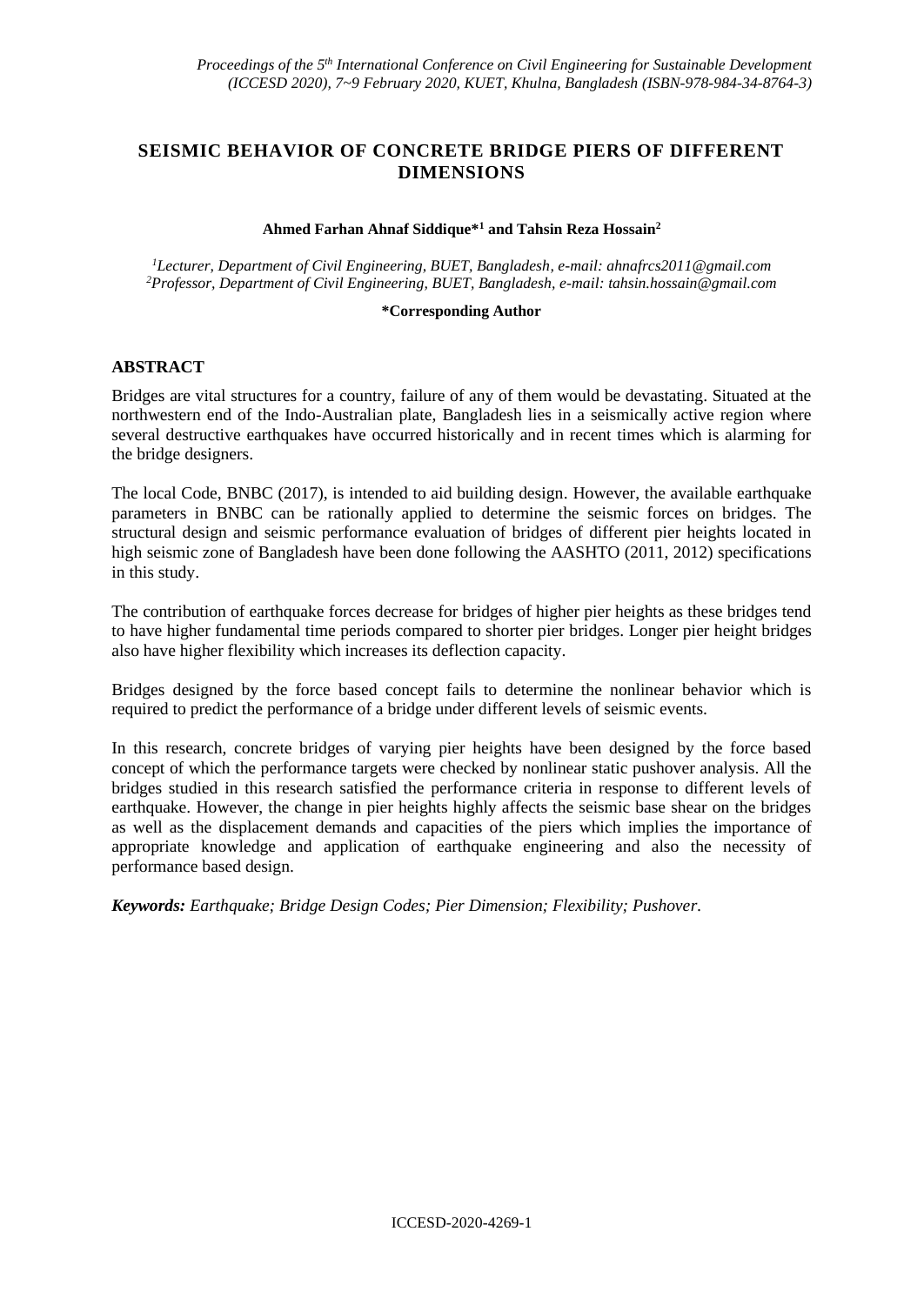# SEISMIC BEHAVIOR OF CONCRETE BRIDGE PIERS OF DIFFERENT DIMENSIONS

**Ahmed Farhan Ahnaf Siddique*[1] and Tahsin Reza Hossain[2]**

*[1]Lecturer, Department of Civil Engineering, BUET, Bangladesh, e-mail: ahnafrcs2011@gmail.com*
*[2]Professor, Department of Civil Engineering, BUET, Bangladesh, e-mail: tahsin.hossain@gmail.com*

**\*Corresponding Author**

## ABSTRACT

Bridges are vital structures for a country, failure of any of them would be devastating. Situated at the northwestern end of the Indo-Australian plate, Bangladesh lies in a seismically active region where several destructive earthquakes have occurred historically and in recent times which is alarming for the bridge designers.

The local Code, BNBC (2017), is intended to aid building design. However, the available earthquake parameters in BNBC can be rationally applied to determine the seismic forces on bridges. The structural design and seismic performance evaluation of bridges of different pier heights located in high seismic zone of Bangladesh have been done following the AASHTO (2011, 2012) specifications in this study.

The contribution of earthquake forces decrease for bridges of higher pier heights as these bridges tend to have higher fundamental time periods compared to shorter pier bridges. Longer pier height bridges also have higher flexibility which increases its deflection capacity.

Bridges designed by the force based concept fails to determine the nonlinear behavior which is required to predict the performance of a bridge under different levels of seismic events.

In this research, concrete bridges of varying pier heights have been designed by the force based concept of which the performance targets were checked by nonlinear static pushover analysis. All the bridges studied in this research satisfied the performance criteria in response to different levels of earthquake. However, the change in pier heights highly affects the seismic base shear on the bridges as well as the displacement demands and capacities of the piers which implies the importance of appropriate knowledge and application of earthquake engineering and also the necessity of performance based design.

***Keywords:*** *Earthquake; Bridge Design Codes; Pier Dimension; Flexibility; Pushover.*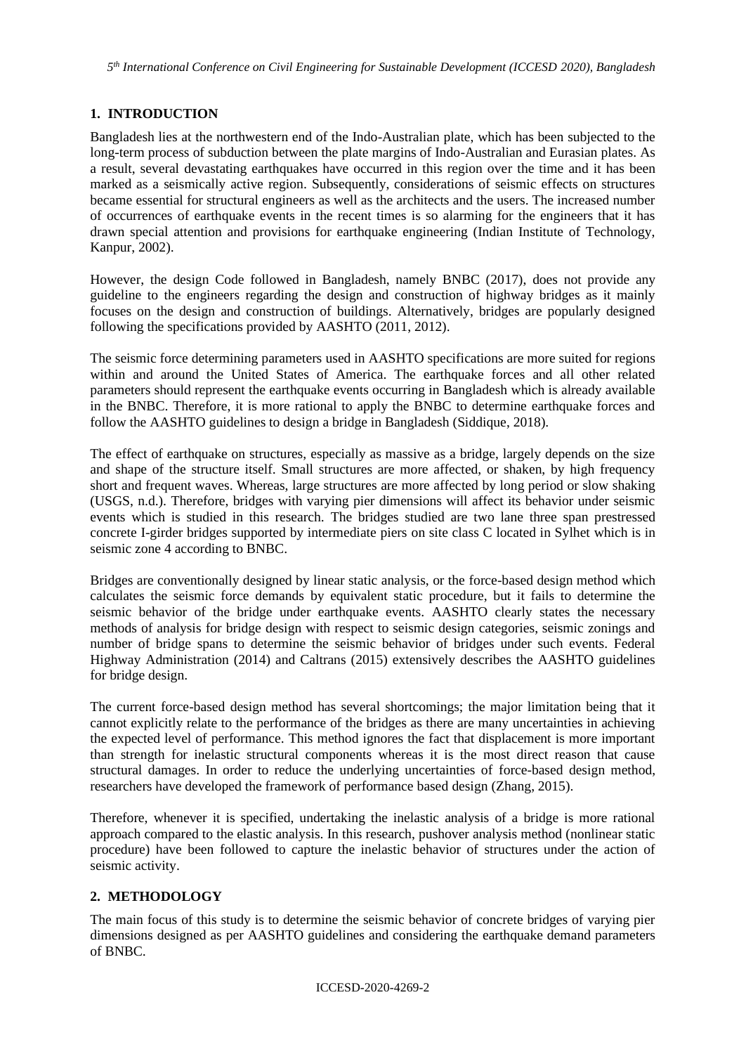## 1. INTRODUCTION

Bangladesh lies at the northwestern end of the Indo-Australian plate, which has been subjected to the long-term process of subduction between the plate margins of Indo-Australian and Eurasian plates. As a result, several devastating earthquakes have occurred in this region over the time and it has been marked as a seismically active region. Subsequently, considerations of seismic effects on structures became essential for structural engineers as well as the architects and the users. The increased number of occurrences of earthquake events in the recent times is so alarming for the engineers that it has drawn special attention and provisions for earthquake engineering (Indian Institute of Technology, Kanpur, 2002).

However, the design Code followed in Bangladesh, namely BNBC (2017), does not provide any guideline to the engineers regarding the design and construction of highway bridges as it mainly focuses on the design and construction of buildings. Alternatively, bridges are popularly designed following the specifications provided by AASHTO (2011, 2012).

The seismic force determining parameters used in AASHTO specifications are more suited for regions within and around the United States of America. The earthquake forces and all other related parameters should represent the earthquake events occurring in Bangladesh which is already available in the BNBC. Therefore, it is more rational to apply the BNBC to determine earthquake forces and follow the AASHTO guidelines to design a bridge in Bangladesh (Siddique, 2018).

The effect of earthquake on structures, especially as massive as a bridge, largely depends on the size and shape of the structure itself. Small structures are more affected, or shaken, by high frequency short and frequent waves. Whereas, large structures are more affected by long period or slow shaking (USGS, n.d.). Therefore, bridges with varying pier dimensions will affect its behavior under seismic events which is studied in this research. The bridges studied are two lane three span prestressed concrete I-girder bridges supported by intermediate piers on site class C located in Sylhet which is in seismic zone 4 according to BNBC.

Bridges are conventionally designed by linear static analysis, or the force-based design method which calculates the seismic force demands by equivalent static procedure, but it fails to determine the seismic behavior of the bridge under earthquake events. AASHTO clearly states the necessary methods of analysis for bridge design with respect to seismic design categories, seismic zonings and number of bridge spans to determine the seismic behavior of bridges under such events. Federal Highway Administration (2014) and Caltrans (2015) extensively describes the AASHTO guidelines for bridge design.

The current force-based design method has several shortcomings; the major limitation being that it cannot explicitly relate to the performance of the bridges as there are many uncertainties in achieving the expected level of performance. This method ignores the fact that displacement is more important than strength for inelastic structural components whereas it is the most direct reason that cause structural damages. In order to reduce the underlying uncertainties of force-based design method, researchers have developed the framework of performance based design (Zhang, 2015).

Therefore, whenever it is specified, undertaking the inelastic analysis of a bridge is more rational approach compared to the elastic analysis. In this research, pushover analysis method (nonlinear static procedure) have been followed to capture the inelastic behavior of structures under the action of seismic activity.

## 2. METHODOLOGY

The main focus of this study is to determine the seismic behavior of concrete bridges of varying pier dimensions designed as per AASHTO guidelines and considering the earthquake demand parameters of BNBC.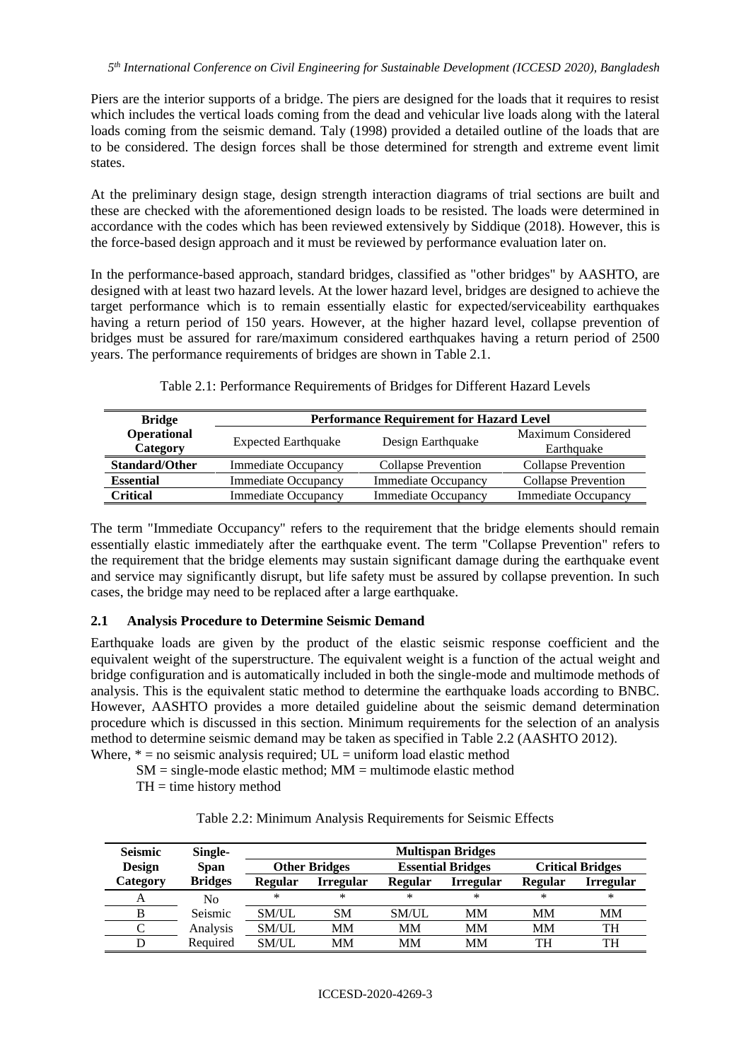Piers are the interior supports of a bridge. The piers are designed for the loads that it requires to resist which includes the vertical loads coming from the dead and vehicular live loads along with the lateral loads coming from the seismic demand. Taly (1998) provided a detailed outline of the loads that are to be considered. The design forces shall be those determined for strength and extreme event limit states.

At the preliminary design stage, design strength interaction diagrams of trial sections are built and these are checked with the aforementioned design loads to be resisted. The loads were determined in accordance with the codes which has been reviewed extensively by Siddique (2018). However, this is the force-based design approach and it must be reviewed by performance evaluation later on.

In the performance-based approach, standard bridges, classified as "other bridges" by AASHTO, are designed with at least two hazard levels. At the lower hazard level, bridges are designed to achieve the target performance which is to remain essentially elastic for expected/serviceability earthquakes having a return period of 150 years. However, at the higher hazard level, collapse prevention of bridges must be assured for rare/maximum considered earthquakes having a return period of 2500 years. The performance requirements of bridges are shown in Table 2.1.

Table 2.1: Performance Requirements of Bridges for Different Hazard Levels

| **Bridge Operational Category** | **Performance Requirement for Hazard Level** | | |
|---|---|---|---|
| | Expected Earthquake | Design Earthquake | Maximum Considered Earthquake |
| **Standard/Other** | Immediate Occupancy | Collapse Prevention | Collapse Prevention |
| **Essential** | Immediate Occupancy | Immediate Occupancy | Collapse Prevention |
| **Critical** | Immediate Occupancy | Immediate Occupancy | Immediate Occupancy |

The term "Immediate Occupancy" refers to the requirement that the bridge elements should remain essentially elastic immediately after the earthquake event. The term "Collapse Prevention" refers to the requirement that the bridge elements may sustain significant damage during the earthquake event and service may significantly disrupt, but life safety must be assured by collapse prevention. In such cases, the bridge may need to be replaced after a large earthquake.

## 2.1 Analysis Procedure to Determine Seismic Demand

Earthquake loads are given by the product of the elastic seismic response coefficient and the equivalent weight of the superstructure. The equivalent weight is a function of the actual weight and bridge configuration and is automatically included in both the single-mode and multimode methods of analysis. This is the equivalent static method to determine the earthquake loads according to BNBC. However, AASHTO provides a more detailed guideline about the seismic demand determination procedure which is discussed in this section. Minimum requirements for the selection of an analysis method to determine seismic demand may be taken as specified in Table 2.2 (AASHTO 2012).

Where, * = no seismic analysis required; UL = uniform load elastic method

SM = single-mode elastic method; MM = multimode elastic method

TH = time history method

Table 2.2: Minimum Analysis Requirements for Seismic Effects

| **Seismic Design Category** | **Single-Span Bridges** | **Multispan Bridges** | | | | | |
|---|---|---|---|---|---|---|---|
| | | **Other Bridges** | | **Essential Bridges** | | **Critical Bridges** | |
| | | **Regular** | **Irregular** | **Regular** | **Irregular** | **Regular** | **Irregular** |
| A | No Seismic Analysis Required | * | * | * | * | * | * |
| B | | SM/UL | SM | SM/UL | MM | MM | MM |
| C | | SM/UL | MM | MM | MM | MM | TH |
| D | | SM/UL | MM | MM | MM | TH | TH |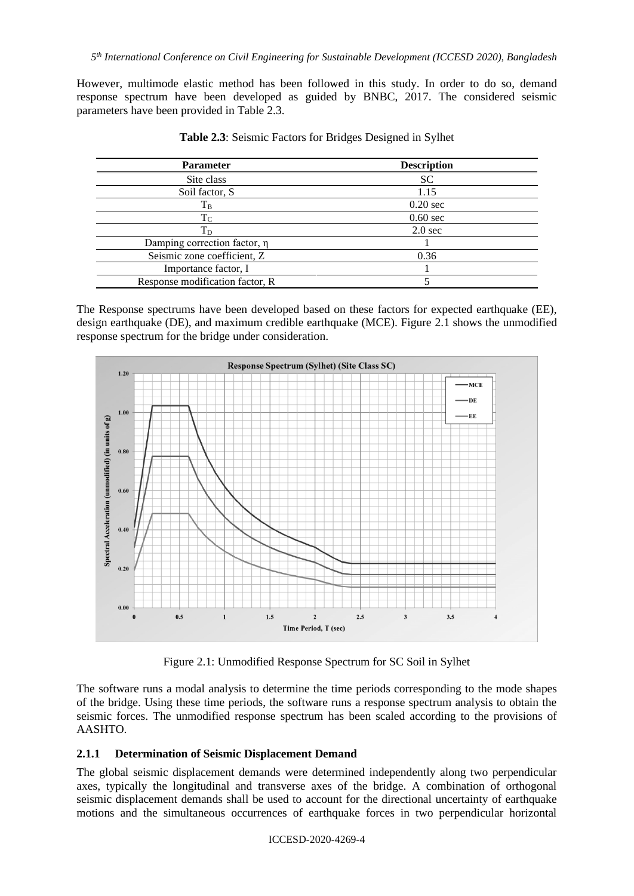However, multimode elastic method has been followed in this study. In order to do so, demand response spectrum have been developed as guided by BNBC, 2017. The considered seismic parameters have been provided in Table 2.3.

**Table 2.3**: Seismic Factors for Bridges Designed in Sylhet

| Parameter | Description |
|---|---|
| Site class | SC |
| Soil factor, S | 1.15 |
| $T_B$ | 0.20 sec |
| $T_C$ | 0.60 sec |
| $T_D$ | 2.0 sec |
| Damping correction factor, η | 1 |
| Seismic zone coefficient, Z | 0.36 |
| Importance factor, I | 1 |
| Response modification factor, R | 5 |

The Response spectrums have been developed based on these factors for expected earthquake (EE), design earthquake (DE), and maximum credible earthquake (MCE). Figure 2.1 shows the unmodified response spectrum for the bridge under consideration.

Figure 2.1: Unmodified Response Spectrum for SC Soil in Sylhet

The software runs a modal analysis to determine the time periods corresponding to the mode shapes of the bridge. Using these time periods, the software runs a response spectrum analysis to obtain the seismic forces. The unmodified response spectrum has been scaled according to the provisions of AASHTO.

### 2.1.1 Determination of Seismic Displacement Demand

The global seismic displacement demands were determined independently along two perpendicular axes, typically the longitudinal and transverse axes of the bridge. A combination of orthogonal seismic displacement demands shall be used to account for the directional uncertainty of earthquake motions and the simultaneous occurrences of earthquake forces in two perpendicular horizontal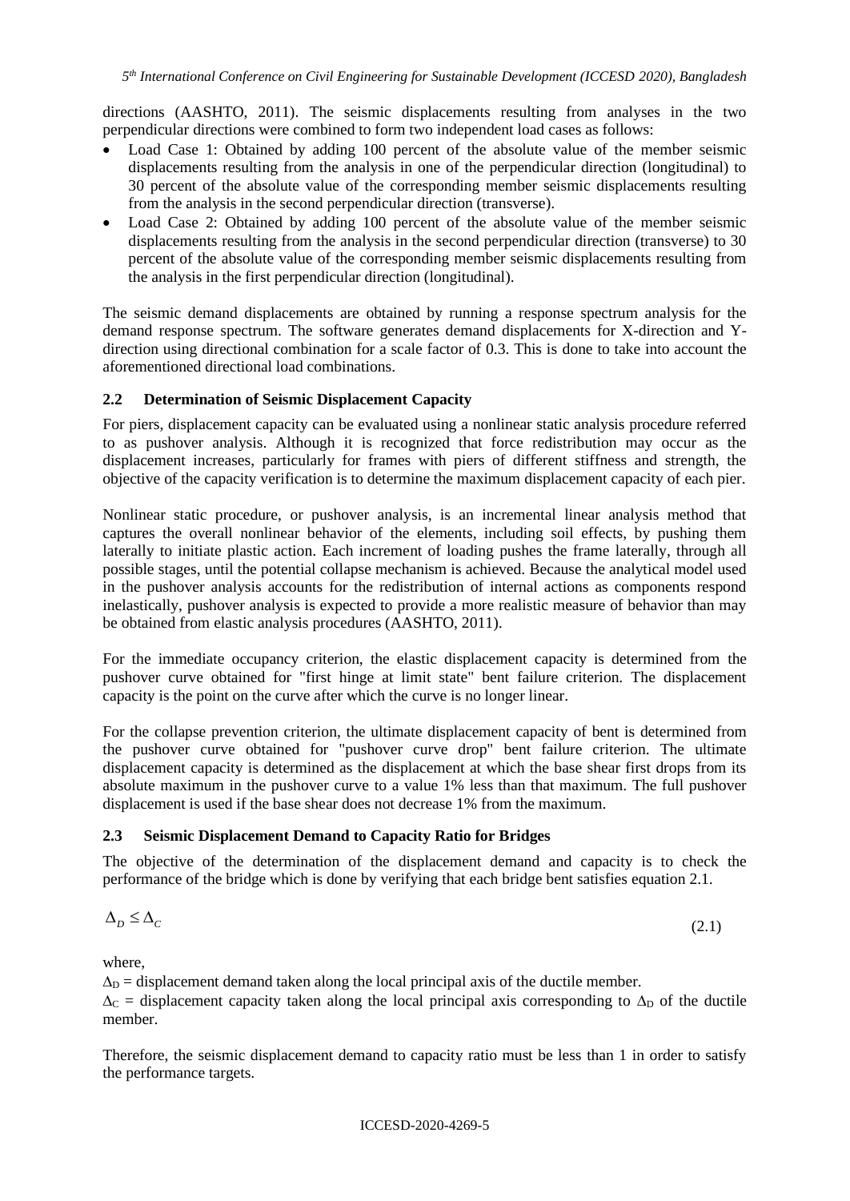directions (AASHTO, 2011). The seismic displacements resulting from analyses in the two perpendicular directions were combined to form two independent load cases as follows:

- Load Case 1: Obtained by adding 100 percent of the absolute value of the member seismic displacements resulting from the analysis in one of the perpendicular direction (longitudinal) to 30 percent of the absolute value of the corresponding member seismic displacements resulting from the analysis in the second perpendicular direction (transverse).
- Load Case 2: Obtained by adding 100 percent of the absolute value of the member seismic displacements resulting from the analysis in the second perpendicular direction (transverse) to 30 percent of the absolute value of the corresponding member seismic displacements resulting from the analysis in the first perpendicular direction (longitudinal).

The seismic demand displacements are obtained by running a response spectrum analysis for the demand response spectrum. The software generates demand displacements for X-direction and Y-direction using directional combination for a scale factor of 0.3. This is done to take into account the aforementioned directional load combinations.

### 2.2 Determination of Seismic Displacement Capacity

For piers, displacement capacity can be evaluated using a nonlinear static analysis procedure referred to as pushover analysis. Although it is recognized that force redistribution may occur as the displacement increases, particularly for frames with piers of different stiffness and strength, the objective of the capacity verification is to determine the maximum displacement capacity of each pier.

Nonlinear static procedure, or pushover analysis, is an incremental linear analysis method that captures the overall nonlinear behavior of the elements, including soil effects, by pushing them laterally to initiate plastic action. Each increment of loading pushes the frame laterally, through all possible stages, until the potential collapse mechanism is achieved. Because the analytical model used in the pushover analysis accounts for the redistribution of internal actions as components respond inelastically, pushover analysis is expected to provide a more realistic measure of behavior than may be obtained from elastic analysis procedures (AASHTO, 2011).

For the immediate occupancy criterion, the elastic displacement capacity is determined from the pushover curve obtained for "first hinge at limit state" bent failure criterion. The displacement capacity is the point on the curve after which the curve is no longer linear.

For the collapse prevention criterion, the ultimate displacement capacity of bent is determined from the pushover curve obtained for "pushover curve drop" bent failure criterion. The ultimate displacement capacity is determined as the displacement at which the base shear first drops from its absolute maximum in the pushover curve to a value 1% less than that maximum. The full pushover displacement is used if the base shear does not decrease 1% from the maximum.

### 2.3 Seismic Displacement Demand to Capacity Ratio for Bridges

The objective of the determination of the displacement demand and capacity is to check the performance of the bridge which is done by verifying that each bridge bent satisfies equation 2.1.

$$\Delta_D \leq \Delta_C \tag{2.1}$$

where,

$\Delta_D$ = displacement demand taken along the local principal axis of the ductile member.

$\Delta_C$ = displacement capacity taken along the local principal axis corresponding to $\Delta_D$ of the ductile member.

Therefore, the seismic displacement demand to capacity ratio must be less than 1 in order to satisfy the performance targets.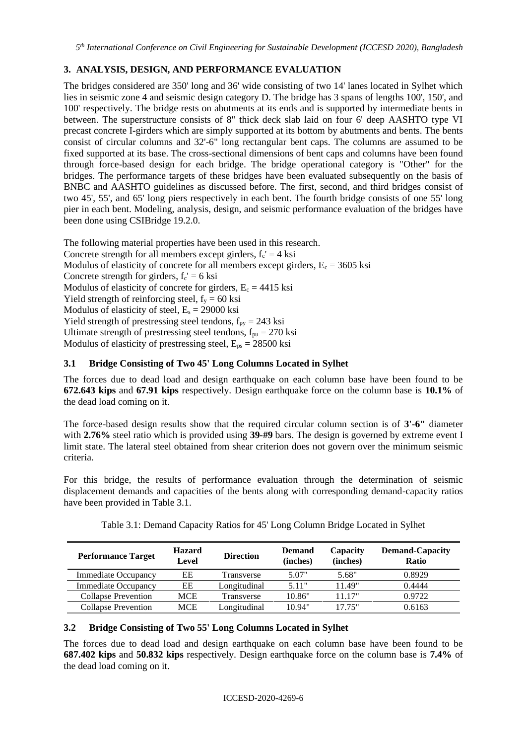## 3. ANALYSIS, DESIGN, AND PERFORMANCE EVALUATION

The bridges considered are 350' long and 36' wide consisting of two 14' lanes located in Sylhet which lies in seismic zone 4 and seismic design category D. The bridge has 3 spans of lengths 100', 150', and 100' respectively. The bridge rests on abutments at its ends and is supported by intermediate bents in between. The superstructure consists of 8" thick deck slab laid on four 6' deep AASHTO type VI precast concrete I-girders which are simply supported at its bottom by abutments and bents. The bents consist of circular columns and 32'-6" long rectangular bent caps. The columns are assumed to be fixed supported at its base. The cross-sectional dimensions of bent caps and columns have been found through force-based design for each bridge. The bridge operational category is "Other" for the bridges. The performance targets of these bridges have been evaluated subsequently on the basis of BNBC and AASHTO guidelines as discussed before. The first, second, and third bridges consist of two 45', 55', and 65' long piers respectively in each bent. The fourth bridge consists of one 55' long pier in each bent. Modeling, analysis, design, and seismic performance evaluation of the bridges have been done using CSIBridge 19.2.0.

The following material properties have been used in this research.
Concrete strength for all members except girders, $f_c' = 4$ ksi
Modulus of elasticity of concrete for all members except girders, $E_c = 3605$ ksi
Concrete strength for girders, $f_c' = 6$ ksi
Modulus of elasticity of concrete for girders, $E_c = 4415$ ksi
Yield strength of reinforcing steel, $f_y = 60$ ksi
Modulus of elasticity of steel, $E_s = 29000$ ksi
Yield strength of prestressing steel tendons, $f_{py} = 243$ ksi
Ultimate strength of prestressing steel tendons, $f_{pu} = 270$ ksi
Modulus of elasticity of prestressing steel, $E_{ps} = 28500$ ksi

### 3.1 Bridge Consisting of Two 45' Long Columns Located in Sylhet

The forces due to dead load and design earthquake on each column base have been found to be **672.643 kips** and **67.91 kips** respectively. Design earthquake force on the column base is **10.1%** of the dead load coming on it.

The force-based design results show that the required circular column section is of **3'-6"** diameter with **2.76%** steel ratio which is provided using **39-#9** bars. The design is governed by extreme event I limit state. The lateral steel obtained from shear criterion does not govern over the minimum seismic criteria.

For this bridge, the results of performance evaluation through the determination of seismic displacement demands and capacities of the bents along with corresponding demand-capacity ratios have been provided in Table 3.1.

Table 3.1: Demand Capacity Ratios for 45' Long Column Bridge Located in Sylhet

| Performance Target | Hazard Level | Direction | Demand (inches) | Capacity (inches) | Demand-Capacity Ratio |
|---|---|---|---|---|---|
| Immediate Occupancy | EE | Transverse | 5.07" | 5.68" | 0.8929 |
| Immediate Occupancy | EE | Longitudinal | 5.11" | 11.49" | 0.4444 |
| Collapse Prevention | MCE | Transverse | 10.86" | 11.17" | 0.9722 |
| Collapse Prevention | MCE | Longitudinal | 10.94" | 17.75" | 0.6163 |

### 3.2 Bridge Consisting of Two 55' Long Columns Located in Sylhet

The forces due to dead load and design earthquake on each column base have been found to be **687.402 kips** and **50.832 kips** respectively. Design earthquake force on the column base is **7.4%** of the dead load coming on it.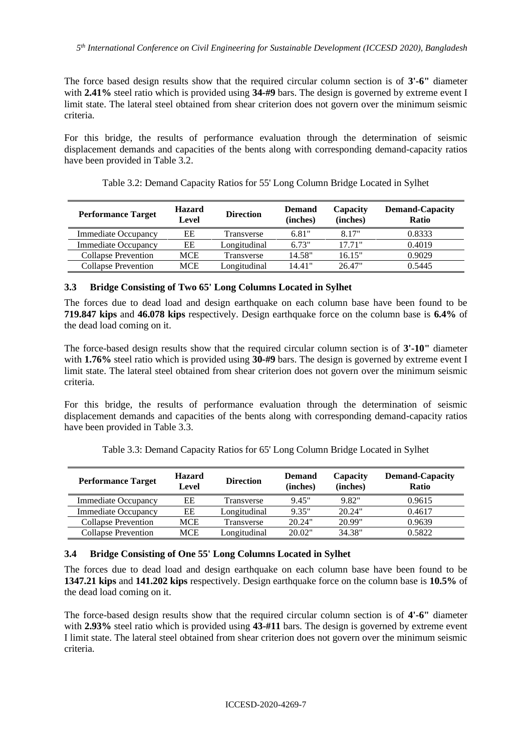The force based design results show that the required circular column section is of **3'-6"** diameter with **2.41%** steel ratio which is provided using **34-#9** bars. The design is governed by extreme event I limit state. The lateral steel obtained from shear criterion does not govern over the minimum seismic criteria.

For this bridge, the results of performance evaluation through the determination of seismic displacement demands and capacities of the bents along with corresponding demand-capacity ratios have been provided in Table 3.2.

Table 3.2: Demand Capacity Ratios for 55' Long Column Bridge Located in Sylhet

| Performance Target | Hazard Level | Direction | Demand (inches) | Capacity (inches) | Demand-Capacity Ratio |
|---|---|---|---|---|---|
| Immediate Occupancy | EE | Transverse | 6.81" | 8.17" | 0.8333 |
| Immediate Occupancy | EE | Longitudinal | 6.73" | 17.71" | 0.4019 |
| Collapse Prevention | MCE | Transverse | 14.58" | 16.15" | 0.9029 |
| Collapse Prevention | MCE | Longitudinal | 14.41" | 26.47" | 0.5445 |

### 3.3 Bridge Consisting of Two 65' Long Columns Located in Sylhet

The forces due to dead load and design earthquake on each column base have been found to be **719.847 kips** and **46.078 kips** respectively. Design earthquake force on the column base is **6.4%** of the dead load coming on it.

The force-based design results show that the required circular column section is of **3'-10"** diameter with **1.76%** steel ratio which is provided using **30-#9** bars. The design is governed by extreme event I limit state. The lateral steel obtained from shear criterion does not govern over the minimum seismic criteria.

For this bridge, the results of performance evaluation through the determination of seismic displacement demands and capacities of the bents along with corresponding demand-capacity ratios have been provided in Table 3.3.

Table 3.3: Demand Capacity Ratios for 65' Long Column Bridge Located in Sylhet

| Performance Target | Hazard Level | Direction | Demand (inches) | Capacity (inches) | Demand-Capacity Ratio |
|---|---|---|---|---|---|
| Immediate Occupancy | EE | Transverse | 9.45" | 9.82" | 0.9615 |
| Immediate Occupancy | EE | Longitudinal | 9.35" | 20.24" | 0.4617 |
| Collapse Prevention | MCE | Transverse | 20.24" | 20.99" | 0.9639 |
| Collapse Prevention | MCE | Longitudinal | 20.02" | 34.38" | 0.5822 |

### 3.4 Bridge Consisting of One 55' Long Columns Located in Sylhet

The forces due to dead load and design earthquake on each column base have been found to be **1347.21 kips** and **141.202 kips** respectively. Design earthquake force on the column base is **10.5%** of the dead load coming on it.

The force-based design results show that the required circular column section is of **4'-6"** diameter with **2.93%** steel ratio which is provided using **43-#11** bars. The design is governed by extreme event I limit state. The lateral steel obtained from shear criterion does not govern over the minimum seismic criteria.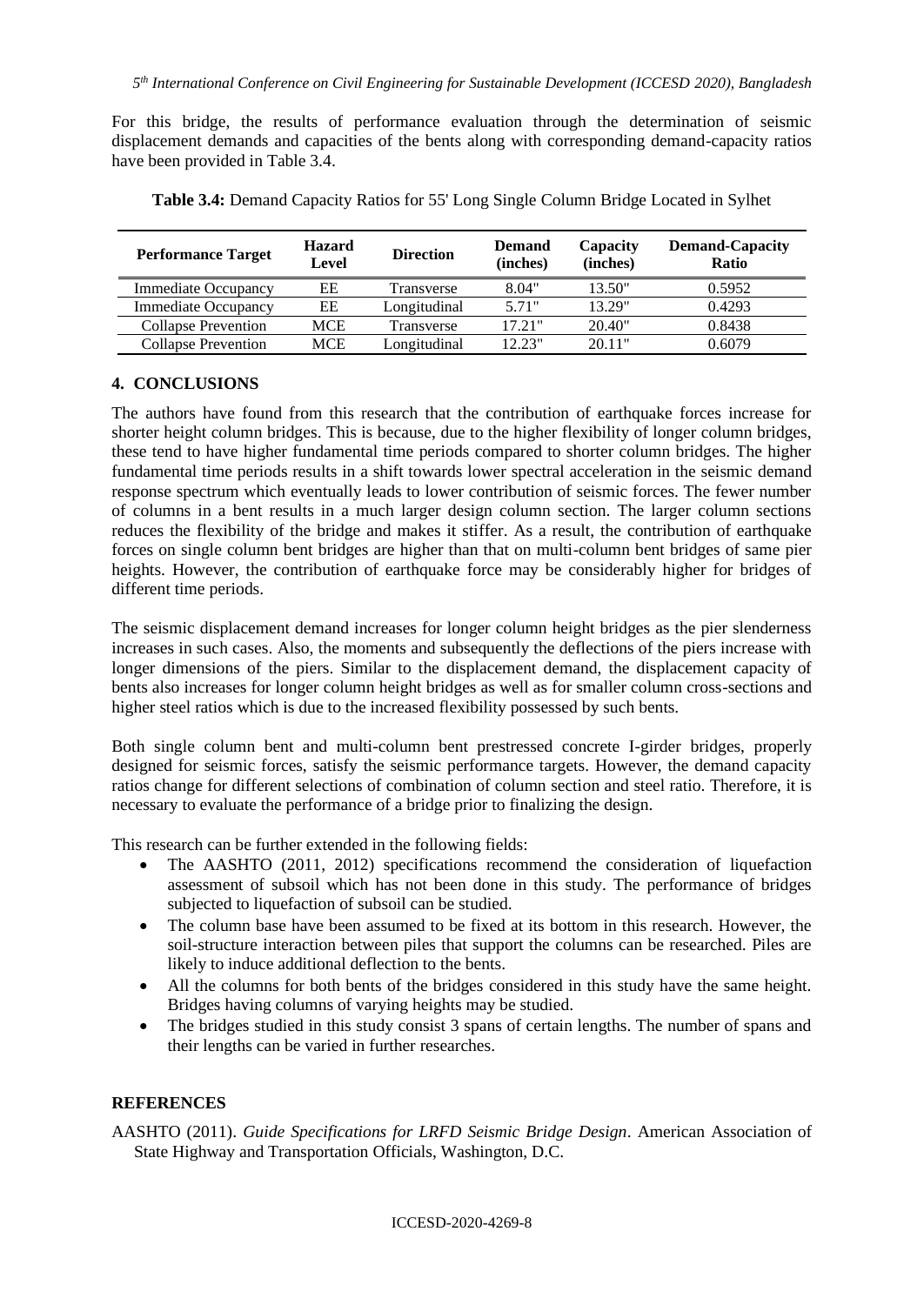For this bridge, the results of performance evaluation through the determination of seismic displacement demands and capacities of the bents along with corresponding demand-capacity ratios have been provided in Table 3.4.

**Table 3.4:** Demand Capacity Ratios for 55' Long Single Column Bridge Located in Sylhet

| Performance Target | Hazard Level | Direction | Demand (inches) | Capacity (inches) | Demand-Capacity Ratio |
|---|---|---|---|---|---|
| Immediate Occupancy | EE | Transverse | 8.04" | 13.50" | 0.5952 |
| Immediate Occupancy | EE | Longitudinal | 5.71" | 13.29" | 0.4293 |
| Collapse Prevention | MCE | Transverse | 17.21" | 20.40" | 0.8438 |
| Collapse Prevention | MCE | Longitudinal | 12.23" | 20.11" | 0.6079 |

## 4. CONCLUSIONS

The authors have found from this research that the contribution of earthquake forces increase for shorter height column bridges. This is because, due to the higher flexibility of longer column bridges, these tend to have higher fundamental time periods compared to shorter column bridges. The higher fundamental time periods results in a shift towards lower spectral acceleration in the seismic demand response spectrum which eventually leads to lower contribution of seismic forces. The fewer number of columns in a bent results in a much larger design column section. The larger column sections reduces the flexibility of the bridge and makes it stiffer. As a result, the contribution of earthquake forces on single column bent bridges are higher than that on multi-column bent bridges of same pier heights. However, the contribution of earthquake force may be considerably higher for bridges of different time periods.

The seismic displacement demand increases for longer column height bridges as the pier slenderness increases in such cases. Also, the moments and subsequently the deflections of the piers increase with longer dimensions of the piers. Similar to the displacement demand, the displacement capacity of bents also increases for longer column height bridges as well as for smaller column cross-sections and higher steel ratios which is due to the increased flexibility possessed by such bents.

Both single column bent and multi-column bent prestressed concrete I-girder bridges, properly designed for seismic forces, satisfy the seismic performance targets. However, the demand capacity ratios change for different selections of combination of column section and steel ratio. Therefore, it is necessary to evaluate the performance of a bridge prior to finalizing the design.

This research can be further extended in the following fields:

- The AASHTO (2011, 2012) specifications recommend the consideration of liquefaction assessment of subsoil which has not been done in this study. The performance of bridges subjected to liquefaction of subsoil can be studied.
- The column base have been assumed to be fixed at its bottom in this research. However, the soil-structure interaction between piles that support the columns can be researched. Piles are likely to induce additional deflection to the bents.
- All the columns for both bents of the bridges considered in this study have the same height. Bridges having columns of varying heights may be studied.
- The bridges studied in this study consist 3 spans of certain lengths. The number of spans and their lengths can be varied in further researches.

## REFERENCES

AASHTO (2011). *Guide Specifications for LRFD Seismic Bridge Design*. American Association of State Highway and Transportation Officials, Washington, D.C.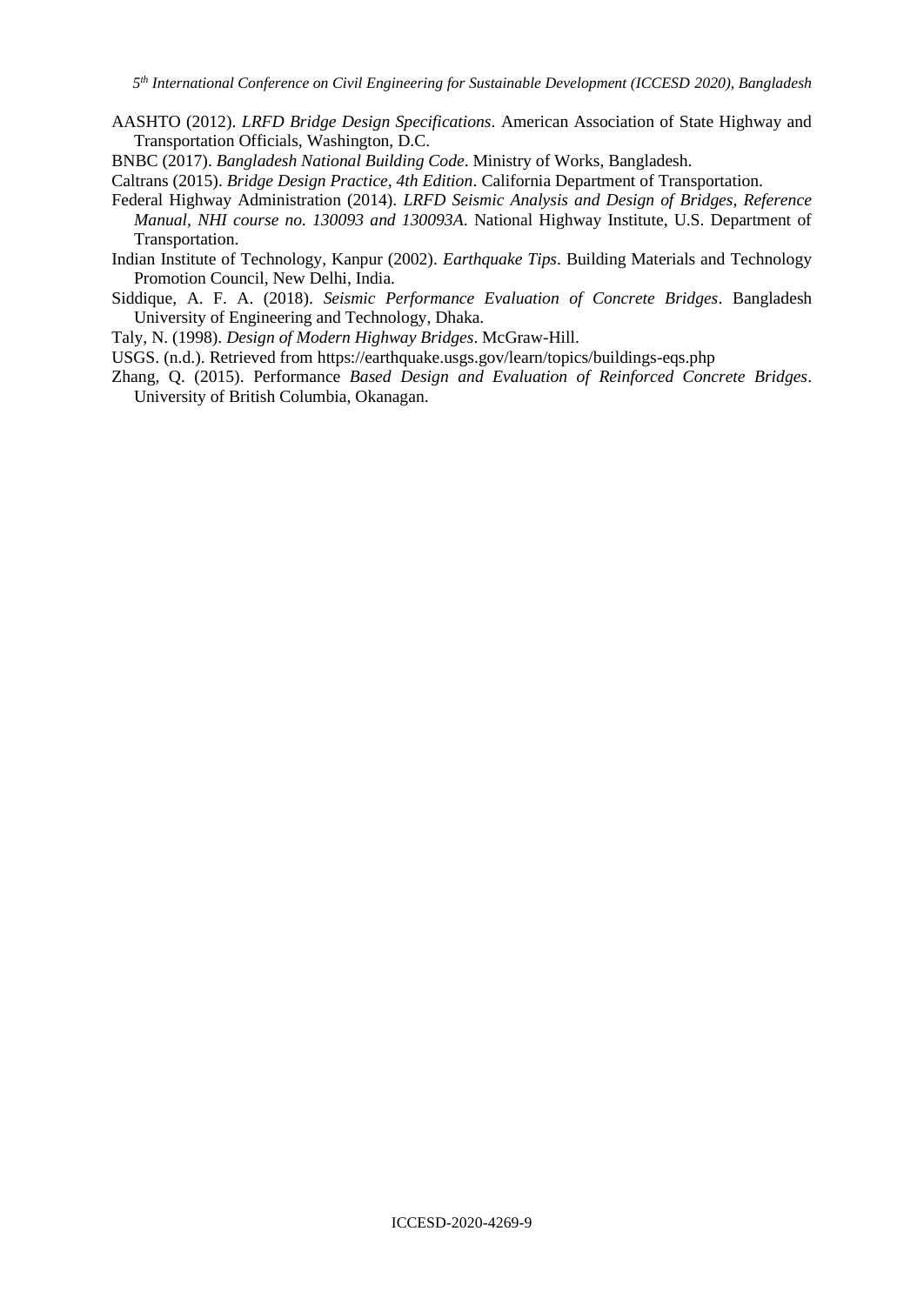AASHTO (2012). *LRFD Bridge Design Specifications*. American Association of State Highway and Transportation Officials, Washington, D.C.

BNBC (2017). *Bangladesh National Building Code*. Ministry of Works, Bangladesh.

Caltrans (2015). *Bridge Design Practice, 4th Edition*. California Department of Transportation.

Federal Highway Administration (2014). *LRFD Seismic Analysis and Design of Bridges, Reference Manual, NHI course no. 130093 and 130093A*. National Highway Institute, U.S. Department of Transportation.

Indian Institute of Technology, Kanpur (2002). *Earthquake Tips*. Building Materials and Technology Promotion Council, New Delhi, India.

Siddique, A. F. A. (2018). *Seismic Performance Evaluation of Concrete Bridges*. Bangladesh University of Engineering and Technology, Dhaka.

Taly, N. (1998). *Design of Modern Highway Bridges*. McGraw-Hill.

USGS. (n.d.). Retrieved from https://earthquake.usgs.gov/learn/topics/buildings-eqs.php

Zhang, Q. (2015). Performance *Based Design and Evaluation of Reinforced Concrete Bridges*. University of British Columbia, Okanagan.